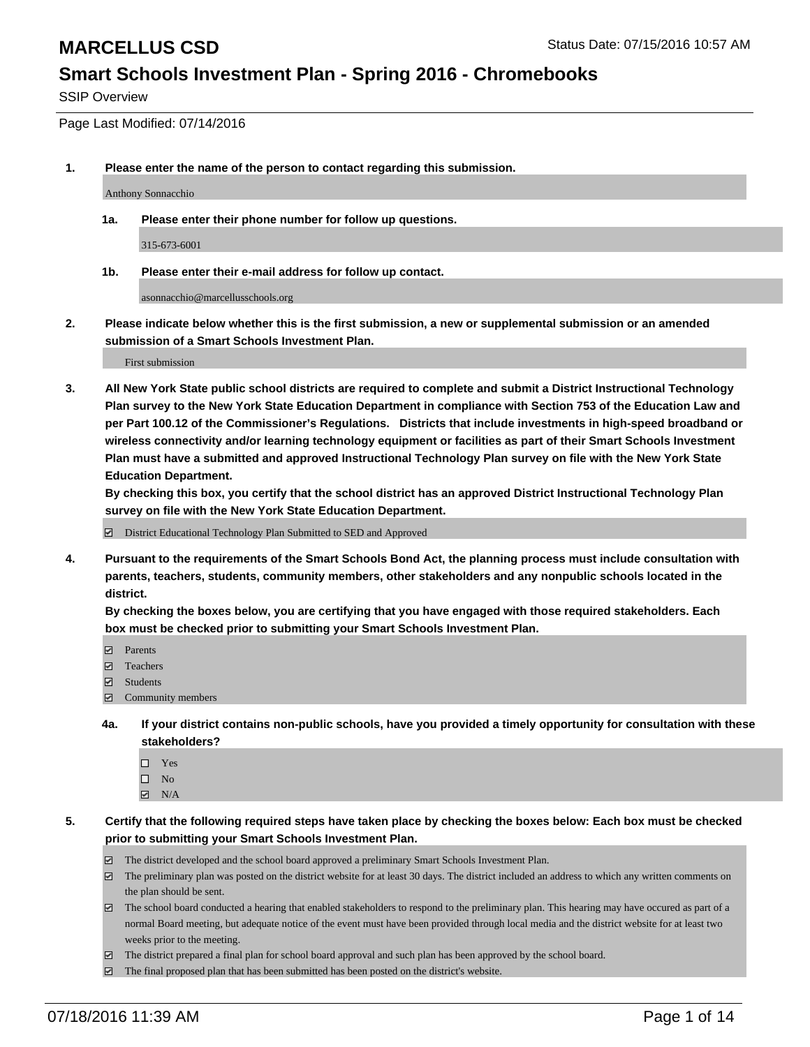# MARCELLUS CSD

Status Date: 07/15/2016 10:57 AM

## Smart Schools Investment Plan - Spring 2016 - Chromebooks

SSIP Overview

Page Last Modified: 07/14/2016

**1. Please enter the name of the person to contact regarding this submission.**

Anthony Sonnacchio

**1a. Please enter their phone number for follow up questions.**

315-673-6001

**1b. Please enter their e-mail address for follow up contact.**

asonnacchio@marcellusschools.org

**2. Please indicate below whether this is the first submission, a new or supplemental submission or an amended submission of a Smart Schools Investment Plan.**

First submission

**3. All New York State public school districts are required to complete and submit a District Instructional Technology Plan survey to the New York State Education Department in compliance with Section 753 of the Education Law and per Part 100.12 of the Commissioner's Regulations. Districts that include investments in high-speed broadband or wireless connectivity and/or learning technology equipment or facilities as part of their Smart Schools Investment Plan must have a submitted and approved Instructional Technology Plan survey on file with the New York State Education Department.**
**By checking this box, you certify that the school district has an approved District Instructional Technology Plan survey on file with the New York State Education Department.**

☑ District Educational Technology Plan Submitted to SED and Approved

**4. Pursuant to the requirements of the Smart Schools Bond Act, the planning process must include consultation with parents, teachers, students, community members, other stakeholders and any nonpublic schools located in the district.**
**By checking the boxes below, you are certifying that you have engaged with those required stakeholders. Each box must be checked prior to submitting your Smart Schools Investment Plan.**

☑ Parents
☑ Teachers
☑ Students
☑ Community members

**4a. If your district contains non-public schools, have you provided a timely opportunity for consultation with these stakeholders?**

☐ Yes
☐ No
☑ N/A

**5. Certify that the following required steps have taken place by checking the boxes below: Each box must be checked prior to submitting your Smart Schools Investment Plan.**

☑ The district developed and the school board approved a preliminary Smart Schools Investment Plan.
☑ The preliminary plan was posted on the district website for at least 30 days. The district included an address to which any written comments on the plan should be sent.
☑ The school board conducted a hearing that enabled stakeholders to respond to the preliminary plan. This hearing may have occured as part of a normal Board meeting, but adequate notice of the event must have been provided through local media and the district website for at least two weeks prior to the meeting.
☑ The district prepared a final plan for school board approval and such plan has been approved by the school board.
☑ The final proposed plan that has been submitted has been posted on the district's website.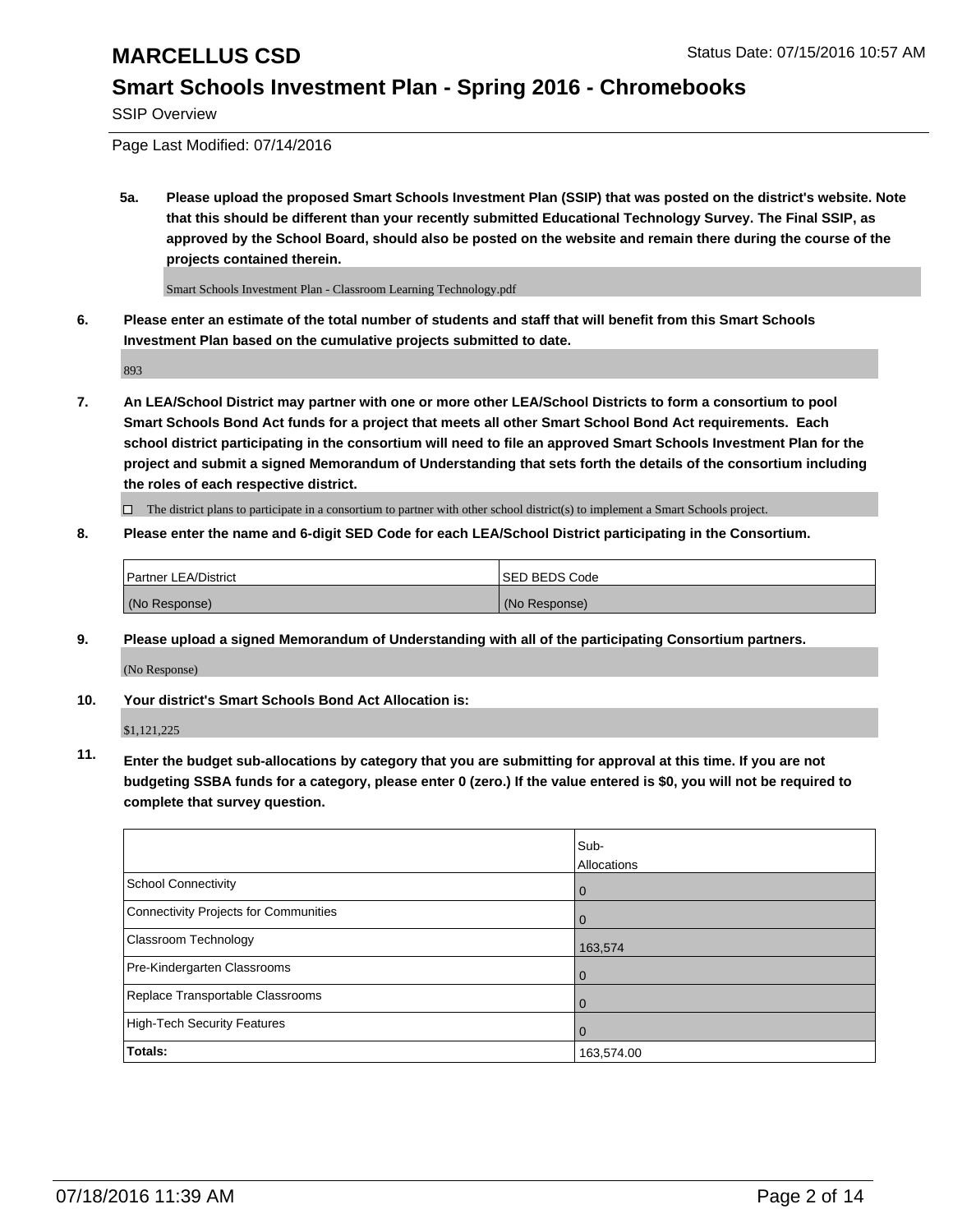# MARCELLUS CSD

Status Date: 07/15/2016 10:57 AM

## Smart Schools Investment Plan - Spring 2016 - Chromebooks

SSIP Overview

Page Last Modified: 07/14/2016

**5a. Please upload the proposed Smart Schools Investment Plan (SSIP) that was posted on the district's website. Note that this should be different than your recently submitted Educational Technology Survey. The Final SSIP, as approved by the School Board, should also be posted on the website and remain there during the course of the projects contained therein.**

Smart Schools Investment Plan - Classroom Learning Technology.pdf

**6. Please enter an estimate of the total number of students and staff that will benefit from this Smart Schools Investment Plan based on the cumulative projects submitted to date.**

893

**7. An LEA/School District may partner with one or more other LEA/School Districts to form a consortium to pool Smart Schools Bond Act funds for a project that meets all other Smart School Bond Act requirements. Each school district participating in the consortium will need to file an approved Smart Schools Investment Plan for the project and submit a signed Memorandum of Understanding that sets forth the details of the consortium including the roles of each respective district.**

☐ The district plans to participate in a consortium to partner with other school district(s) to implement a Smart Schools project.

**8. Please enter the name and 6-digit SED Code for each LEA/School District participating in the Consortium.**

| Partner LEA/District | SED BEDS Code |
|---|---|
| (No Response) | (No Response) |

**9. Please upload a signed Memorandum of Understanding with all of the participating Consortium partners.**

(No Response)

**10. Your district's Smart Schools Bond Act Allocation is:**

$1,121,225

**11. Enter the budget sub-allocations by category that you are submitting for approval at this time. If you are not budgeting SSBA funds for a category, please enter 0 (zero.) If the value entered is $0, you will not be required to complete that survey question.**

| | Sub-Allocations |
|---|---|
| School Connectivity | 0 |
| Connectivity Projects for Communities | 0 |
| Classroom Technology | 163,574 |
| Pre-Kindergarten Classrooms | 0 |
| Replace Transportable Classrooms | 0 |
| High-Tech Security Features | 0 |
| **Totals:** | 163,574.00 |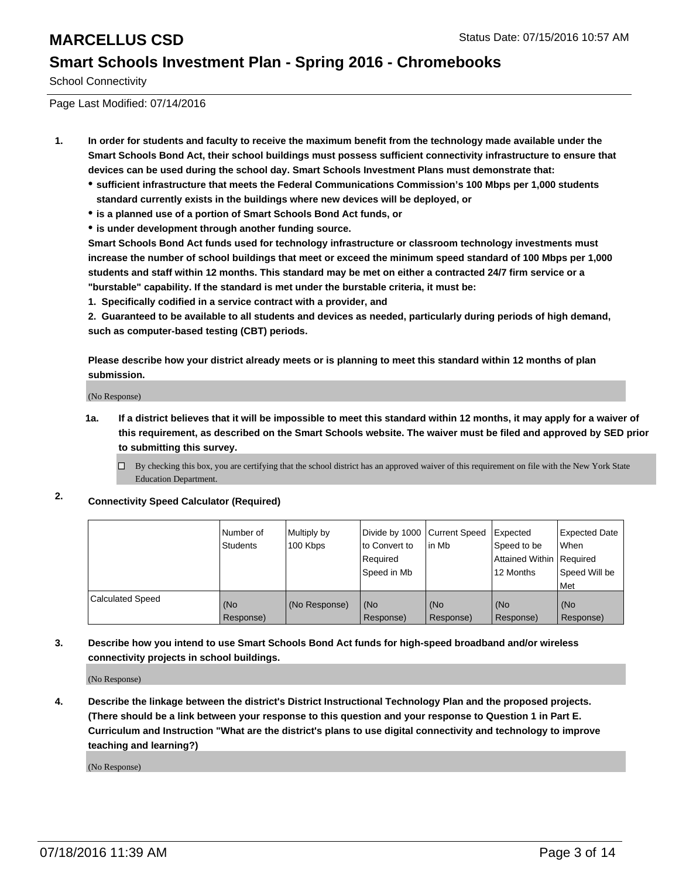# MARCELLUS CSD

Status Date: 07/15/2016 10:57 AM

## Smart Schools Investment Plan - Spring 2016 - Chromebooks

School Connectivity

Page Last Modified: 07/14/2016

1. **In order for students and faculty to receive the maximum benefit from the technology made available under the Smart Schools Bond Act, their school buildings must possess sufficient connectivity infrastructure to ensure that devices can be used during the school day. Smart Schools Investment Plans must demonstrate that:**
   - **sufficient infrastructure that meets the Federal Communications Commission's 100 Mbps per 1,000 students standard currently exists in the buildings where new devices will be deployed, or**
   - **is a planned use of a portion of Smart Schools Bond Act funds, or**
   - **is under development through another funding source.**

   **Smart Schools Bond Act funds used for technology infrastructure or classroom technology investments must increase the number of school buildings that meet or exceed the minimum speed standard of 100 Mbps per 1,000 students and staff within 12 months. This standard may be met on either a contracted 24/7 firm service or a "burstable" capability. If the standard is met under the burstable criteria, it must be:**

   **1. Specifically codified in a service contract with a provider, and**

   **2. Guaranteed to be available to all students and devices as needed, particularly during periods of high demand, such as computer-based testing (CBT) periods.**

   **Please describe how your district already meets or is planning to meet this standard within 12 months of plan submission.**

   (No Response)

   **1a. If a district believes that it will be impossible to meet this standard within 12 months, it may apply for a waiver of this requirement, as described on the Smart Schools website. The waiver must be filed and approved by SED prior to submitting this survey.**

   ☐ By checking this box, you are certifying that the school district has an approved waiver of this requirement on file with the New York State Education Department.

2. **Connectivity Speed Calculator (Required)**

| | Number of Students | Multiply by 100 Kbps | Divide by 1000 to Convert to Required Speed in Mb | Current Speed in Mb | Expected Speed to be Attained Within 12 Months | Expected Date When Required Speed Will be Met |
|---|---|---|---|---|---|---|
| Calculated Speed | (No Response) | (No Response) | (No Response) | (No Response) | (No Response) | (No Response) |

3. **Describe how you intend to use Smart Schools Bond Act funds for high-speed broadband and/or wireless connectivity projects in school buildings.**

   (No Response)

4. **Describe the linkage between the district's District Instructional Technology Plan and the proposed projects. (There should be a link between your response to this question and your response to Question 1 in Part E. Curriculum and Instruction "What are the district's plans to use digital connectivity and technology to improve teaching and learning?)**

   (No Response)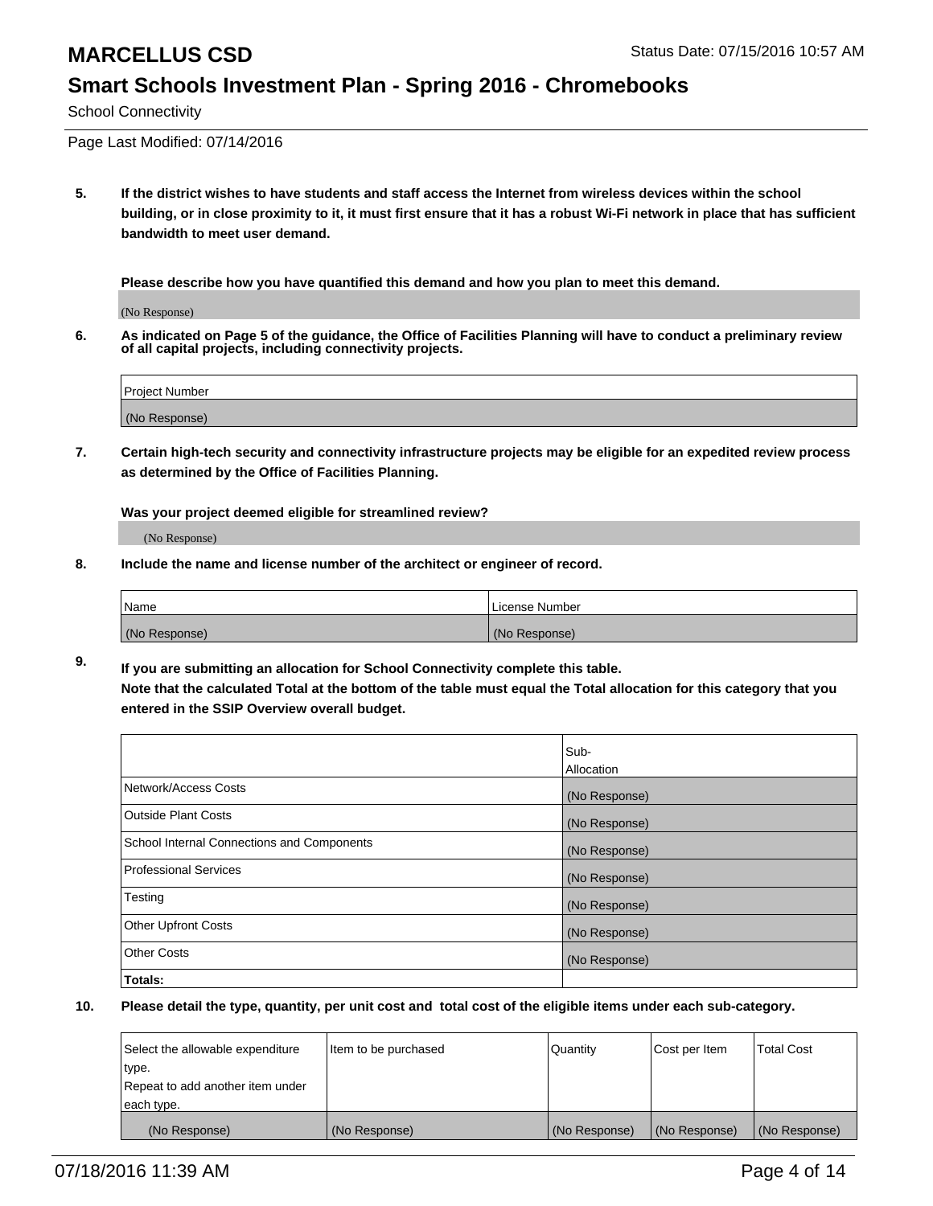# MARCELLUS CSD

Status Date: 07/15/2016 10:57 AM

## Smart Schools Investment Plan - Spring 2016 - Chromebooks

School Connectivity

Page Last Modified: 07/14/2016

**5. If the district wishes to have students and staff access the Internet from wireless devices within the school building, or in close proximity to it, it must first ensure that it has a robust Wi-Fi network in place that has sufficient bandwidth to meet user demand.**

**Please describe how you have quantified this demand and how you plan to meet this demand.**

(No Response)

**6. As indicated on Page 5 of the guidance, the Office of Facilities Planning will have to conduct a preliminary review of all capital projects, including connectivity projects.**

| Project Number |
| --- |
| (No Response) |

**7. Certain high-tech security and connectivity infrastructure projects may be eligible for an expedited review process as determined by the Office of Facilities Planning.**

**Was your project deemed eligible for streamlined review?**

(No Response)

**8. Include the name and license number of the architect or engineer of record.**

| Name | License Number |
| --- | --- |
| (No Response) | (No Response) |

**9. If you are submitting an allocation for School Connectivity complete this table. Note that the calculated Total at the bottom of the table must equal the Total allocation for this category that you entered in the SSIP Overview overall budget.**

| | Sub-Allocation |
| --- | --- |
| Network/Access Costs | (No Response) |
| Outside Plant Costs | (No Response) |
| School Internal Connections and Components | (No Response) |
| Professional Services | (No Response) |
| Testing | (No Response) |
| Other Upfront Costs | (No Response) |
| Other Costs | (No Response) |
| **Totals:** | |

**10. Please detail the type, quantity, per unit cost and total cost of the eligible items under each sub-category.**

| Select the allowable expenditure type. Repeat to add another item under each type. | Item to be purchased | Quantity | Cost per Item | Total Cost |
| --- | --- | --- | --- | --- |
| (No Response) | (No Response) | (No Response) | (No Response) | (No Response) |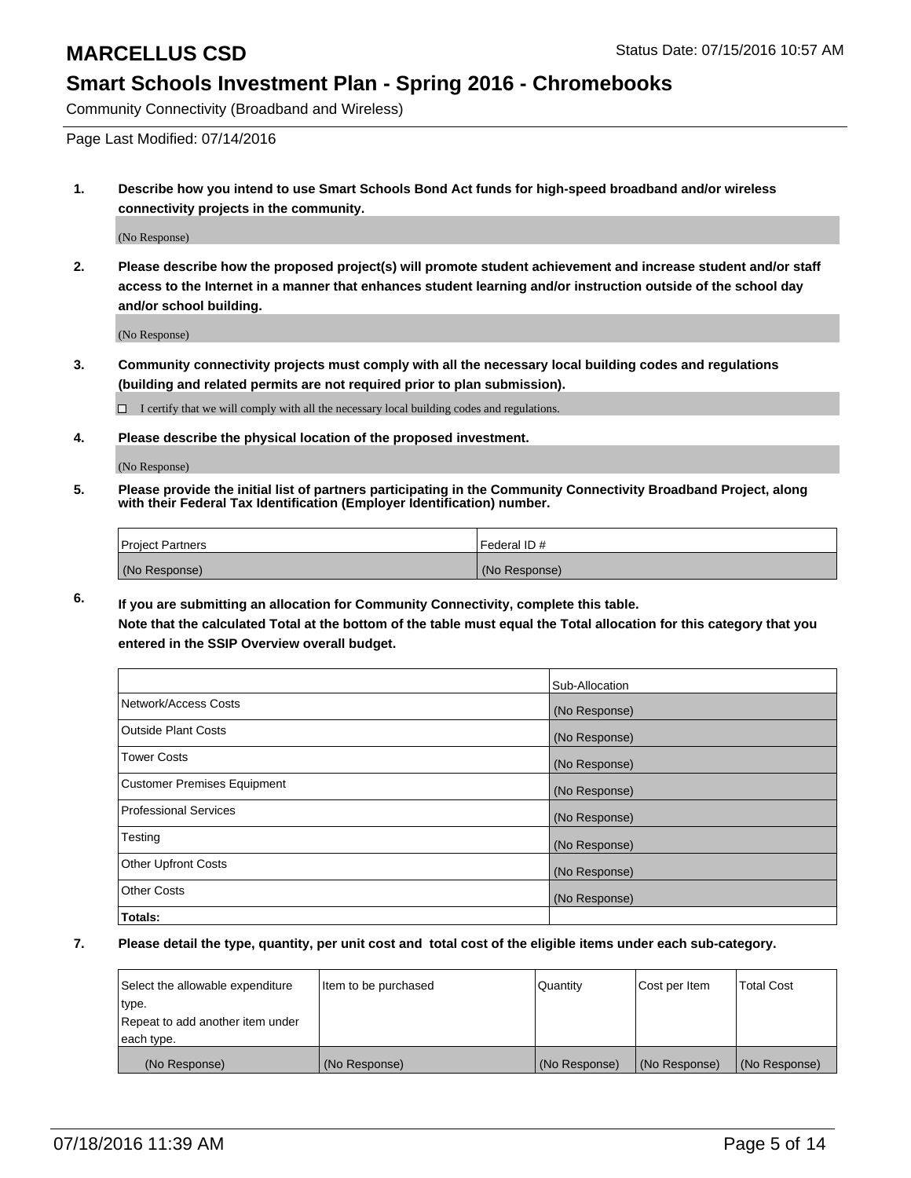# MARCELLUS CSD

Status Date: 07/15/2016 10:57 AM

## Smart Schools Investment Plan - Spring 2016 - Chromebooks

Community Connectivity (Broadband and Wireless)

Page Last Modified: 07/14/2016

**1. Describe how you intend to use Smart Schools Bond Act funds for high-speed broadband and/or wireless connectivity projects in the community.**

(No Response)

**2. Please describe how the proposed project(s) will promote student achievement and increase student and/or staff access to the Internet in a manner that enhances student learning and/or instruction outside of the school day and/or school building.**

(No Response)

**3. Community connectivity projects must comply with all the necessary local building codes and regulations (building and related permits are not required prior to plan submission).**

☐ I certify that we will comply with all the necessary local building codes and regulations.

**4. Please describe the physical location of the proposed investment.**

(No Response)

**5. Please provide the initial list of partners participating in the Community Connectivity Broadband Project, along with their Federal Tax Identification (Employer Identification) number.**

| Project Partners | Federal ID # |
|---|---|
| (No Response) | (No Response) |

**6. If you are submitting an allocation for Community Connectivity, complete this table.**
**Note that the calculated Total at the bottom of the table must equal the Total allocation for this category that you entered in the SSIP Overview overall budget.**

| | Sub-Allocation |
|---|---|
| Network/Access Costs | (No Response) |
| Outside Plant Costs | (No Response) |
| Tower Costs | (No Response) |
| Customer Premises Equipment | (No Response) |
| Professional Services | (No Response) |
| Testing | (No Response) |
| Other Upfront Costs | (No Response) |
| Other Costs | (No Response) |
| **Totals:** | |

**7. Please detail the type, quantity, per unit cost and total cost of the eligible items under each sub-category.**

| Select the allowable expenditure type. Repeat to add another item under each type. | Item to be purchased | Quantity | Cost per Item | Total Cost |
|---|---|---|---|---|
| (No Response) | (No Response) | (No Response) | (No Response) | (No Response) |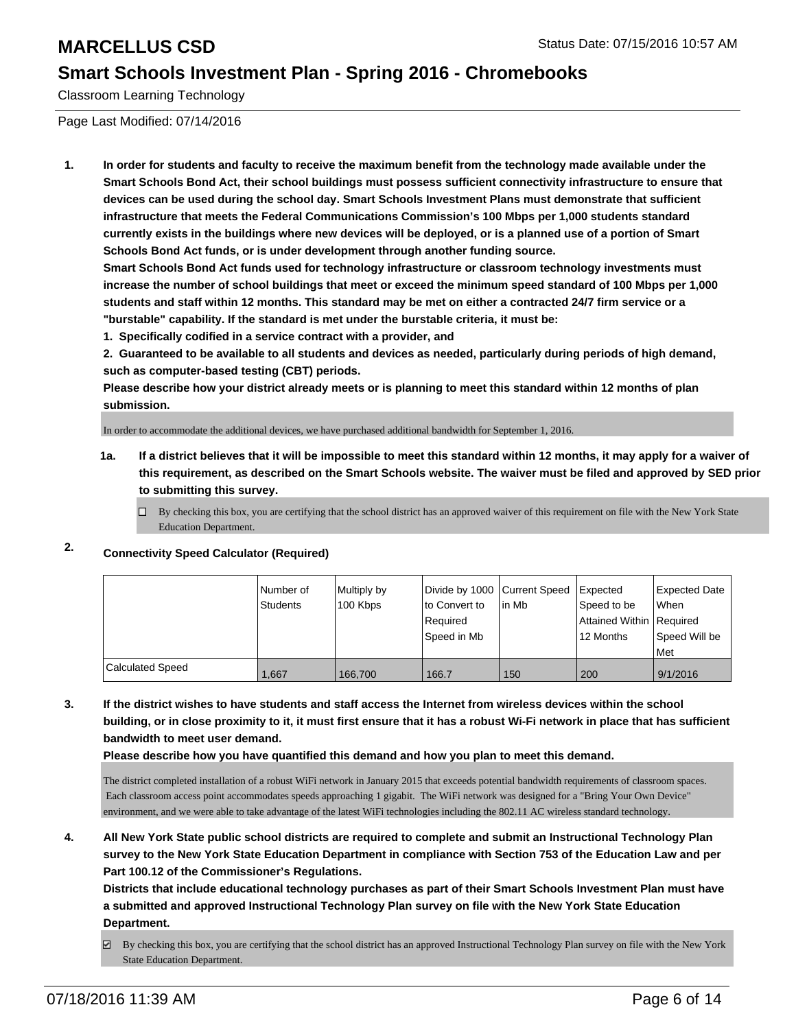# MARCELLUS CSD

## Smart Schools Investment Plan - Spring 2016 - Chromebooks

Classroom Learning Technology

Page Last Modified: 07/14/2016

1. **In order for students and faculty to receive the maximum benefit from the technology made available under the Smart Schools Bond Act, their school buildings must possess sufficient connectivity infrastructure to ensure that devices can be used during the school day. Smart Schools Investment Plans must demonstrate that sufficient infrastructure that meets the Federal Communications Commission's 100 Mbps per 1,000 students standard currently exists in the buildings where new devices will be deployed, or is a planned use of a portion of Smart Schools Bond Act funds, or is under development through another funding source.**

   **Smart Schools Bond Act funds used for technology infrastructure or classroom technology investments must increase the number of school buildings that meet or exceed the minimum speed standard of 100 Mbps per 1,000 students and staff within 12 months. This standard may be met on either a contracted 24/7 firm service or a "burstable" capability. If the standard is met under the burstable criteria, it must be:**

   **1. Specifically codified in a service contract with a provider, and**

   **2. Guaranteed to be available to all students and devices as needed, particularly during periods of high demand, such as computer-based testing (CBT) periods.**

   **Please describe how your district already meets or is planning to meet this standard within 12 months of plan submission.**

   In order to accommodate the additional devices, we have purchased additional bandwidth for September 1, 2016.

   **1a. If a district believes that it will be impossible to meet this standard within 12 months, it may apply for a waiver of this requirement, as described on the Smart Schools website. The waiver must be filed and approved by SED prior to submitting this survey.**

   ☐ By checking this box, you are certifying that the school district has an approved waiver of this requirement on file with the New York State Education Department.

2. **Connectivity Speed Calculator (Required)**

| | Number of Students | Multiply by 100 Kbps | Divide by 1000 to Convert to Required Speed in Mb | Current Speed in Mb | Expected Speed to be Attained Within 12 Months | Expected Date When Required Speed Will be Met |
|---|---|---|---|---|---|---|
| Calculated Speed | 1,667 | 166,700 | 166.7 | 150 | 200 | 9/1/2016 |

3. **If the district wishes to have students and staff access the Internet from wireless devices within the school building, or in close proximity to it, it must first ensure that it has a robust Wi-Fi network in place that has sufficient bandwidth to meet user demand.**

   **Please describe how you have quantified this demand and how you plan to meet this demand.**

   The district completed installation of a robust WiFi network in January 2015 that exceeds potential bandwidth requirements of classroom spaces. Each classroom access point accommodates speeds approaching 1 gigabit. The WiFi network was designed for a "Bring Your Own Device" environment, and we were able to take advantage of the latest WiFi technologies including the 802.11 AC wireless standard technology.

4. **All New York State public school districts are required to complete and submit an Instructional Technology Plan survey to the New York State Education Department in compliance with Section 753 of the Education Law and per Part 100.12 of the Commissioner's Regulations.**

   **Districts that include educational technology purchases as part of their Smart Schools Investment Plan must have a submitted and approved Instructional Technology Plan survey on file with the New York State Education Department.**

   ☑ By checking this box, you are certifying that the school district has an approved Instructional Technology Plan survey on file with the New York State Education Department.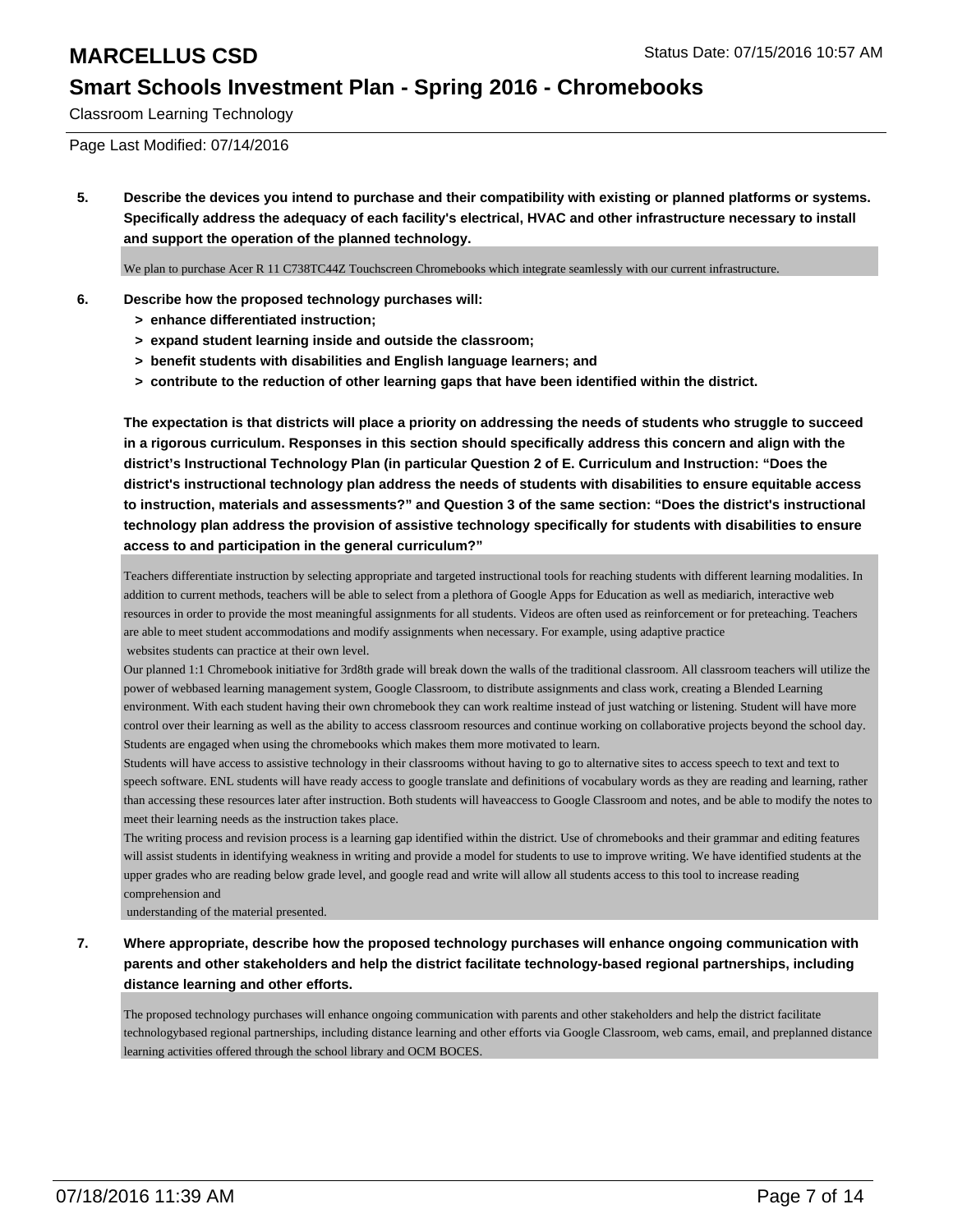# MARCELLUS CSD

Status Date: 07/15/2016 10:57 AM

## Smart Schools Investment Plan - Spring 2016 - Chromebooks

Classroom Learning Technology

Page Last Modified: 07/14/2016

**5. Describe the devices you intend to purchase and their compatibility with existing or planned platforms or systems. Specifically address the adequacy of each facility's electrical, HVAC and other infrastructure necessary to install and support the operation of the planned technology.**

We plan to purchase Acer R 11 C738TC44Z Touchscreen Chromebooks which integrate seamlessly with our current infrastructure.

**6. Describe how the proposed technology purchases will:**

- **> enhance differentiated instruction;**
- **> expand student learning inside and outside the classroom;**
- **> benefit students with disabilities and English language learners; and**
- **> contribute to the reduction of other learning gaps that have been identified within the district.**

**The expectation is that districts will place a priority on addressing the needs of students who struggle to succeed in a rigorous curriculum. Responses in this section should specifically address this concern and align with the district's Instructional Technology Plan (in particular Question 2 of E. Curriculum and Instruction: "Does the district's instructional technology plan address the needs of students with disabilities to ensure equitable access to instruction, materials and assessments?" and Question 3 of the same section: "Does the district's instructional technology plan address the provision of assistive technology specifically for students with disabilities to ensure access to and participation in the general curriculum?"**

Teachers differentiate instruction by selecting appropriate and targeted instructional tools for reaching students with different learning modalities. In addition to current methods, teachers will be able to select from a plethora of Google Apps for Education as well as mediarich, interactive web resources in order to provide the most meaningful assignments for all students. Videos are often used as reinforcement or for preteaching. Teachers are able to meet student accommodations and modify assignments when necessary. For example, using adaptive practice websites students can practice at their own level.

Our planned 1:1 Chromebook initiative for 3rd8th grade will break down the walls of the traditional classroom. All classroom teachers will utilize the power of webbased learning management system, Google Classroom, to distribute assignments and class work, creating a Blended Learning environment. With each student having their own chromebook they can work realtime instead of just watching or listening. Student will have more control over their learning as well as the ability to access classroom resources and continue working on collaborative projects beyond the school day. Students are engaged when using the chromebooks which makes them more motivated to learn.

Students will have access to assistive technology in their classrooms without having to go to alternative sites to access speech to text and text to speech software. ENL students will have ready access to google translate and definitions of vocabulary words as they are reading and learning, rather than accessing these resources later after instruction. Both students will haveaccess to Google Classroom and notes, and be able to modify the notes to meet their learning needs as the instruction takes place.

The writing process and revision process is a learning gap identified within the district. Use of chromebooks and their grammar and editing features will assist students in identifying weakness in writing and provide a model for students to use to improve writing. We have identified students at the upper grades who are reading below grade level, and google read and write will allow all students access to this tool to increase reading comprehension and understanding of the material presented.

**7. Where appropriate, describe how the proposed technology purchases will enhance ongoing communication with parents and other stakeholders and help the district facilitate technology-based regional partnerships, including distance learning and other efforts.**

The proposed technology purchases will enhance ongoing communication with parents and other stakeholders and help the district facilitate technologybased regional partnerships, including distance learning and other efforts via Google Classroom, web cams, email, and preplanned distance learning activities offered through the school library and OCM BOCES.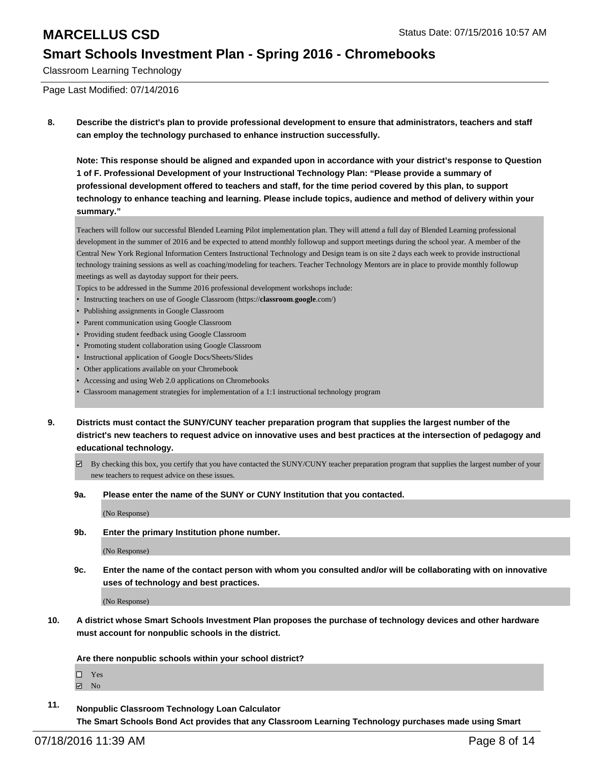**8. Describe the district's plan to provide professional development to ensure that administrators, teachers and staff can employ the technology purchased to enhance instruction successfully.**

**Note: This response should be aligned and expanded upon in accordance with your district's response to Question 1 of F. Professional Development of your Instructional Technology Plan: "Please provide a summary of professional development offered to teachers and staff, for the time period covered by this plan, to support technology to enhance teaching and learning. Please include topics, audience and method of delivery within your summary."**

Teachers will follow our successful Blended Learning Pilot implementation plan. They will attend a full day of Blended Learning professional development in the summer of 2016 and be expected to attend monthly followup and support meetings during the school year. A member of the Central New York Regional Information Centers Instructional Technology and Design team is on site 2 days each week to provide instructional technology training sessions as well as coaching/modeling for teachers. Teacher Technology Mentors are in place to provide monthly followup meetings as well as daytoday support for their peers.

Topics to be addressed in the Summe 2016 professional development workshops include:

- Instructing teachers on use of Google Classroom (https://**classroom**.**google**.com/)
- Publishing assignments in Google Classroom
- Parent communication using Google Classroom
- Providing student feedback using Google Classroom
- Promoting student collaboration using Google Classroom
- Instructional application of Google Docs/Sheets/Slides
- Other applications available on your Chromebook
- Accessing and using Web 2.0 applications on Chromebooks
- Classroom management strategies for implementation of a 1:1 instructional technology program

**9. Districts must contact the SUNY/CUNY teacher preparation program that supplies the largest number of the district's new teachers to request advice on innovative uses and best practices at the intersection of pedagogy and educational technology.**

☑ By checking this box, you certify that you have contacted the SUNY/CUNY teacher preparation program that supplies the largest number of your new teachers to request advice on these issues.

**9a. Please enter the name of the SUNY or CUNY Institution that you contacted.**

(No Response)

**9b. Enter the primary Institution phone number.**

(No Response)

**9c. Enter the name of the contact person with whom you consulted and/or will be collaborating with on innovative uses of technology and best practices.**

(No Response)

**10. A district whose Smart Schools Investment Plan proposes the purchase of technology devices and other hardware must account for nonpublic schools in the district.**

**Are there nonpublic schools within your school district?**

☐ Yes
☑ No

**11. Nonpublic Classroom Technology Loan Calculator**
**The Smart Schools Bond Act provides that any Classroom Learning Technology purchases made using Smart**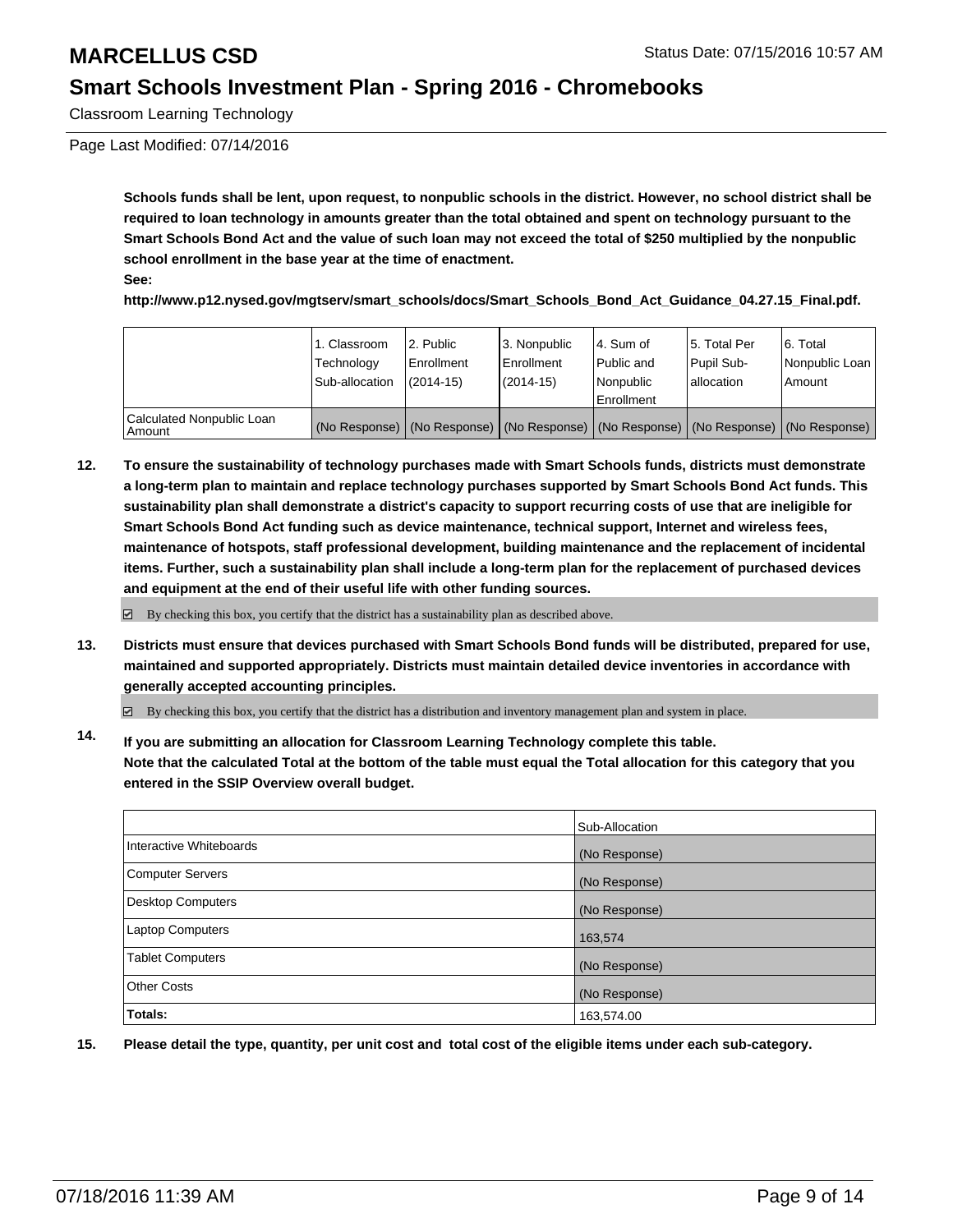**Schools funds shall be lent, upon request, to nonpublic schools in the district. However, no school district shall be required to loan technology in amounts greater than the total obtained and spent on technology pursuant to the Smart Schools Bond Act and the value of such loan may not exceed the total of $250 multiplied by the nonpublic school enrollment in the base year at the time of enactment.**

**See:**

**http://www.p12.nysed.gov/mgtserv/smart_schools/docs/Smart_Schools_Bond_Act_Guidance_04.27.15_Final.pdf.**

| | 1. Classroom Technology Sub-allocation | 2. Public Enrollment (2014-15) | 3. Nonpublic Enrollment (2014-15) | 4. Sum of Public and Nonpublic Enrollment | 5. Total Per Pupil Sub-allocation | 6. Total Nonpublic Loan Amount |
|---|---|---|---|---|---|---|
| Calculated Nonpublic Loan Amount | (No Response) | (No Response) | (No Response) | (No Response) | (No Response) | (No Response) |

**12. To ensure the sustainability of technology purchases made with Smart Schools funds, districts must demonstrate a long-term plan to maintain and replace technology purchases supported by Smart Schools Bond Act funds. This sustainability plan shall demonstrate a district's capacity to support recurring costs of use that are ineligible for Smart Schools Bond Act funding such as device maintenance, technical support, Internet and wireless fees, maintenance of hotspots, staff professional development, building maintenance and the replacement of incidental items. Further, such a sustainability plan shall include a long-term plan for the replacement of purchased devices and equipment at the end of their useful life with other funding sources.**

☑ By checking this box, you certify that the district has a sustainability plan as described above.

**13. Districts must ensure that devices purchased with Smart Schools Bond funds will be distributed, prepared for use, maintained and supported appropriately. Districts must maintain detailed device inventories in accordance with generally accepted accounting principles.**

☑ By checking this box, you certify that the district has a distribution and inventory management plan and system in place.

**14. If you are submitting an allocation for Classroom Learning Technology complete this table. Note that the calculated Total at the bottom of the table must equal the Total allocation for this category that you entered in the SSIP Overview overall budget.**

| | Sub-Allocation |
|---|---|
| Interactive Whiteboards | (No Response) |
| Computer Servers | (No Response) |
| Desktop Computers | (No Response) |
| Laptop Computers | 163,574 |
| Tablet Computers | (No Response) |
| Other Costs | (No Response) |
| **Totals:** | 163,574.00 |

**15. Please detail the type, quantity, per unit cost and total cost of the eligible items under each sub-category.**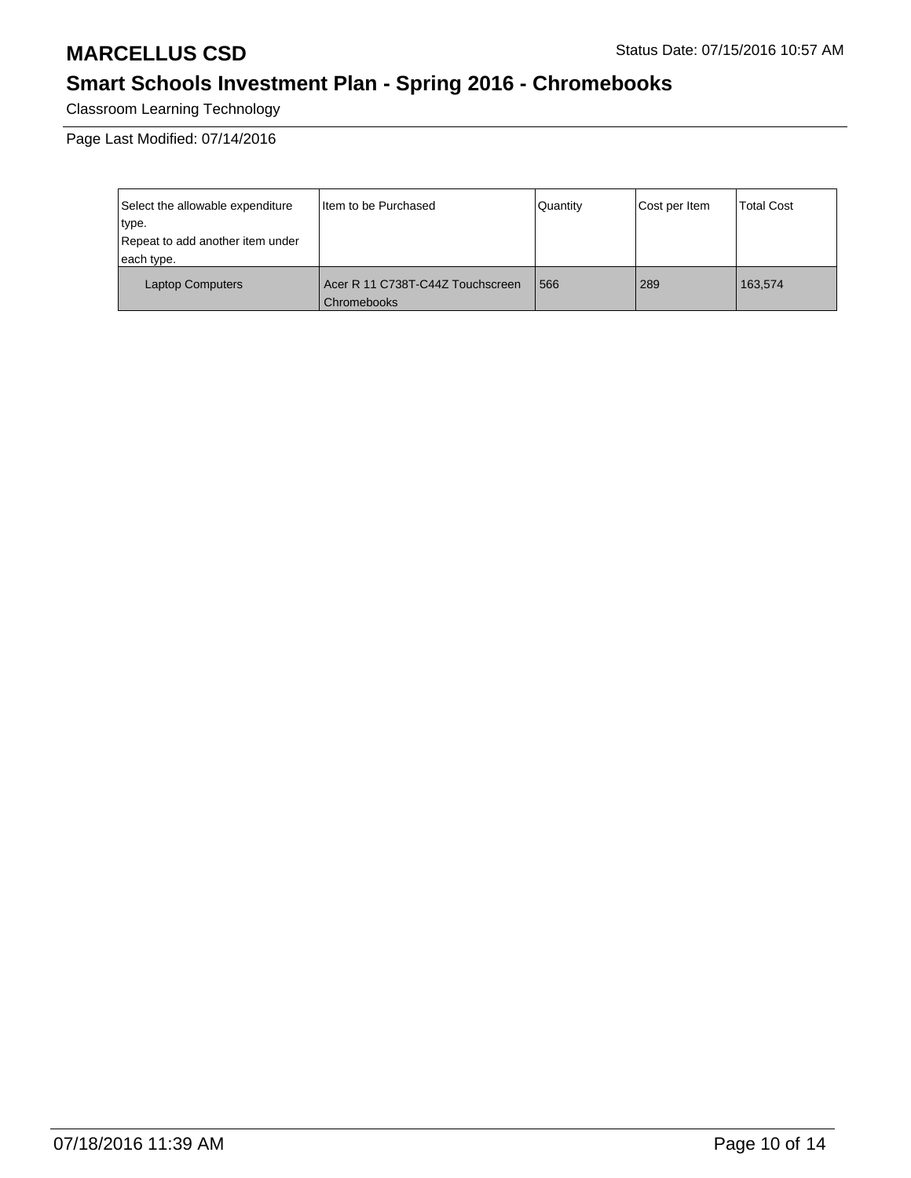# MARCELLUS CSD

Status Date: 07/15/2016 10:57 AM

## Smart Schools Investment Plan - Spring 2016 - Chromebooks

Classroom Learning Technology

Page Last Modified: 07/14/2016

| Select the allowable expenditure type. Repeat to add another item under each type. | Item to be Purchased | Quantity | Cost per Item | Total Cost |
| --- | --- | --- | --- | --- |
| Laptop Computers | Acer R 11 C738T-C44Z Touchscreen Chromebooks | 566 | 289 | 163,574 |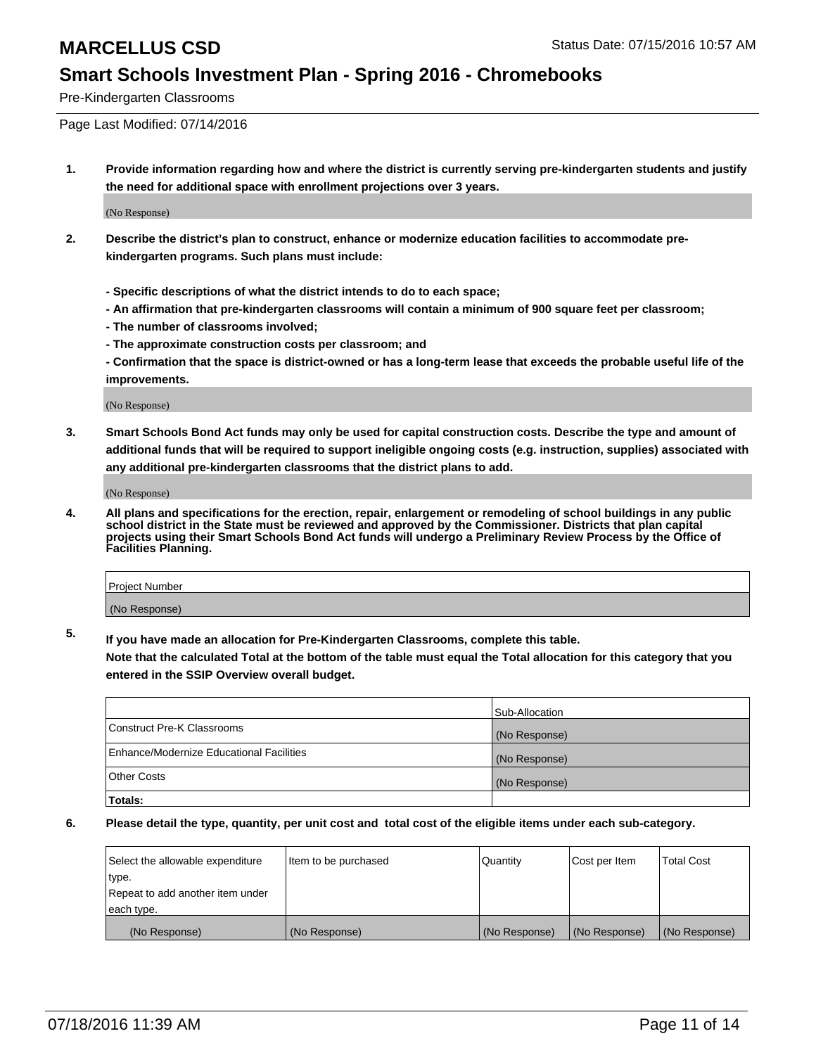# MARCELLUS CSD

Status Date: 07/15/2016 10:57 AM

## Smart Schools Investment Plan - Spring 2016 - Chromebooks

Pre-Kindergarten Classrooms

Page Last Modified: 07/14/2016

**1. Provide information regarding how and where the district is currently serving pre-kindergarten students and justify the need for additional space with enrollment projections over 3 years.**

(No Response)

**2. Describe the district's plan to construct, enhance or modernize education facilities to accommodate pre-kindergarten programs. Such plans must include:**

**- Specific descriptions of what the district intends to do to each space;**
**- An affirmation that pre-kindergarten classrooms will contain a minimum of 900 square feet per classroom;**
**- The number of classrooms involved;**
**- The approximate construction costs per classroom; and**
**- Confirmation that the space is district-owned or has a long-term lease that exceeds the probable useful life of the improvements.**

(No Response)

**3. Smart Schools Bond Act funds may only be used for capital construction costs. Describe the type and amount of additional funds that will be required to support ineligible ongoing costs (e.g. instruction, supplies) associated with any additional pre-kindergarten classrooms that the district plans to add.**

(No Response)

**4. All plans and specifications for the erection, repair, enlargement or remodeling of school buildings in any public school district in the State must be reviewed and approved by the Commissioner. Districts that plan capital projects using their Smart Schools Bond Act funds will undergo a Preliminary Review Process by the Office of Facilities Planning.**

| Project Number |
|---|
| (No Response) |

**5. If you have made an allocation for Pre-Kindergarten Classrooms, complete this table.**
**Note that the calculated Total at the bottom of the table must equal the Total allocation for this category that you entered in the SSIP Overview overall budget.**

| | Sub-Allocation |
|---|---|
| Construct Pre-K Classrooms | (No Response) |
| Enhance/Modernize Educational Facilities | (No Response) |
| Other Costs | (No Response) |
| **Totals:** | |

**6. Please detail the type, quantity, per unit cost and total cost of the eligible items under each sub-category.**

| Select the allowable expenditure type. Repeat to add another item under each type. | Item to be purchased | Quantity | Cost per Item | Total Cost |
|---|---|---|---|---|
| (No Response) | (No Response) | (No Response) | (No Response) | (No Response) |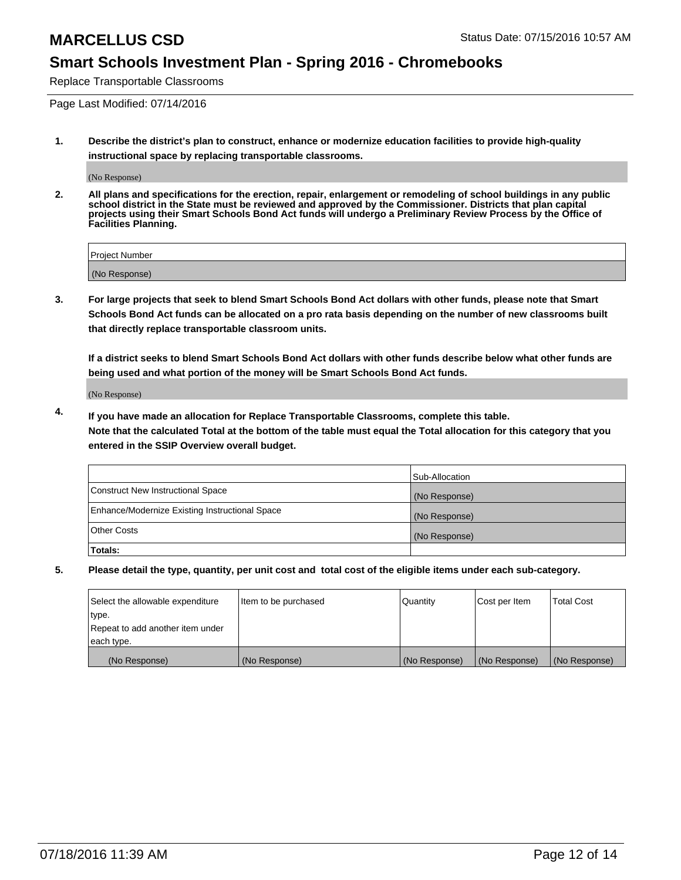# MARCELLUS CSD

Status Date: 07/15/2016 10:57 AM

## Smart Schools Investment Plan - Spring 2016 - Chromebooks

Replace Transportable Classrooms

Page Last Modified: 07/14/2016

1. **Describe the district's plan to construct, enhance or modernize education facilities to provide high-quality instructional space by replacing transportable classrooms.**

   (No Response)

2. **All plans and specifications for the erection, repair, enlargement or remodeling of school buildings in any public school district in the State must be reviewed and approved by the Commissioner. Districts that plan capital projects using their Smart Schools Bond Act funds will undergo a Preliminary Review Process by the Office of Facilities Planning.**

| Project Number |
| --- |
| (No Response) |

3. **For large projects that seek to blend Smart Schools Bond Act dollars with other funds, please note that Smart Schools Bond Act funds can be allocated on a pro rata basis depending on the number of new classrooms built that directly replace transportable classroom units.**

   **If a district seeks to blend Smart Schools Bond Act dollars with other funds describe below what other funds are being used and what portion of the money will be Smart Schools Bond Act funds.**

   (No Response)

4. **If you have made an allocation for Replace Transportable Classrooms, complete this table. Note that the calculated Total at the bottom of the table must equal the Total allocation for this category that you entered in the SSIP Overview overall budget.**

| | Sub-Allocation |
| --- | --- |
| Construct New Instructional Space | (No Response) |
| Enhance/Modernize Existing Instructional Space | (No Response) |
| Other Costs | (No Response) |
| **Totals:** | |

5. **Please detail the type, quantity, per unit cost and total cost of the eligible items under each sub-category.**

| Select the allowable expenditure type. Repeat to add another item under each type. | Item to be purchased | Quantity | Cost per Item | Total Cost |
| --- | --- | --- | --- | --- |
| (No Response) | (No Response) | (No Response) | (No Response) | (No Response) |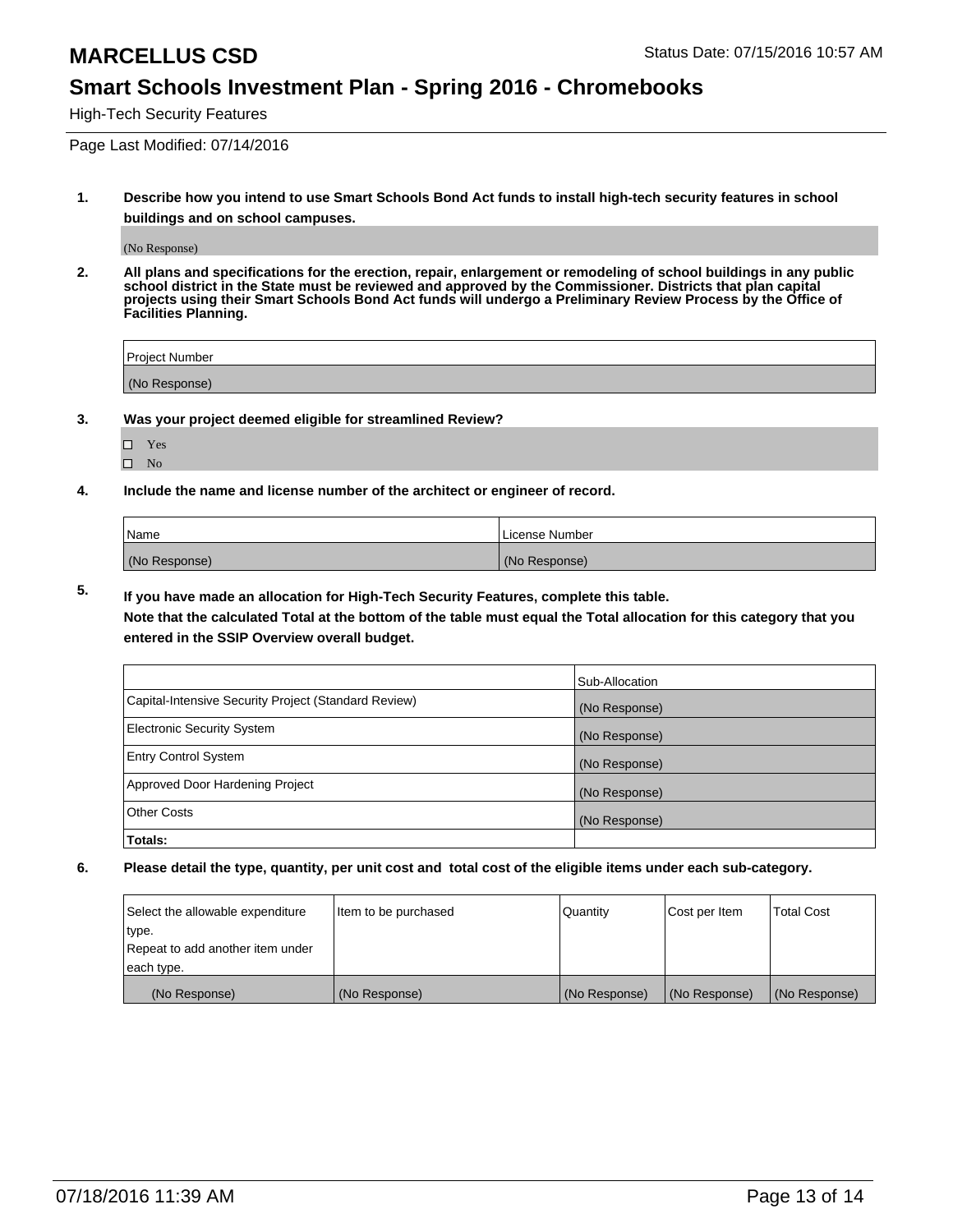# MARCELLUS CSD

Status Date: 07/15/2016 10:57 AM

## Smart Schools Investment Plan - Spring 2016 - Chromebooks

High-Tech Security Features

Page Last Modified: 07/14/2016

**1. Describe how you intend to use Smart Schools Bond Act funds to install high-tech security features in school buildings and on school campuses.**

(No Response)

**2. All plans and specifications for the erection, repair, enlargement or remodeling of school buildings in any public school district in the State must be reviewed and approved by the Commissioner. Districts that plan capital projects using their Smart Schools Bond Act funds will undergo a Preliminary Review Process by the Office of Facilities Planning.**

| Project Number |
|---|
| (No Response) |

**3. Was your project deemed eligible for streamlined Review?**

- ☐ Yes
- ☐ No

**4. Include the name and license number of the architect or engineer of record.**

| Name | License Number |
|---|---|
| (No Response) | (No Response) |

**5. If you have made an allocation for High-Tech Security Features, complete this table.**
**Note that the calculated Total at the bottom of the table must equal the Total allocation for this category that you entered in the SSIP Overview overall budget.**

| | Sub-Allocation |
|---|---|
| Capital-Intensive Security Project (Standard Review) | (No Response) |
| Electronic Security System | (No Response) |
| Entry Control System | (No Response) |
| Approved Door Hardening Project | (No Response) |
| Other Costs | (No Response) |
| **Totals:** | |

**6. Please detail the type, quantity, per unit cost and total cost of the eligible items under each sub-category.**

| Select the allowable expenditure type. Repeat to add another item under each type. | Item to be purchased | Quantity | Cost per Item | Total Cost |
|---|---|---|---|---|
| (No Response) | (No Response) | (No Response) | (No Response) | (No Response) |